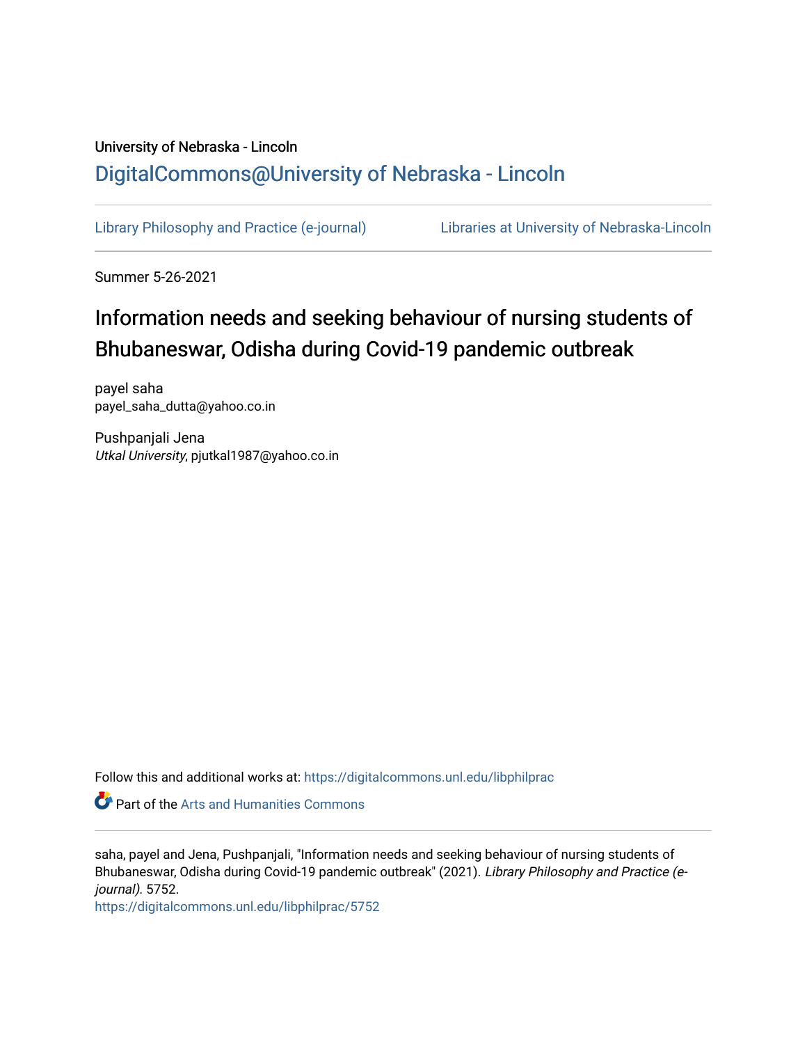University of Nebraska - Lincoln

## DigitalCommons@University of Nebraska - Lincoln

Library Philosophy and Practice (e-journal)　　　　Libraries at University of Nebraska-Lincoln

Summer 5-26-2021

# Information needs and seeking behaviour of nursing students of Bhubaneswar, Odisha during Covid-19 pandemic outbreak

payel saha
payel_saha_dutta@yahoo.co.in

Pushpanjali Jena
*Utkal University*, pjutkal1987@yahoo.co.in

Follow this and additional works at: https://digitalcommons.unl.edu/libphilprac

Part of the Arts and Humanities Commons

saha, payel and Jena, Pushpanjali, "Information needs and seeking behaviour of nursing students of Bhubaneswar, Odisha during Covid-19 pandemic outbreak" (2021). *Library Philosophy and Practice (e-journal).* 5752.
https://digitalcommons.unl.edu/libphilprac/5752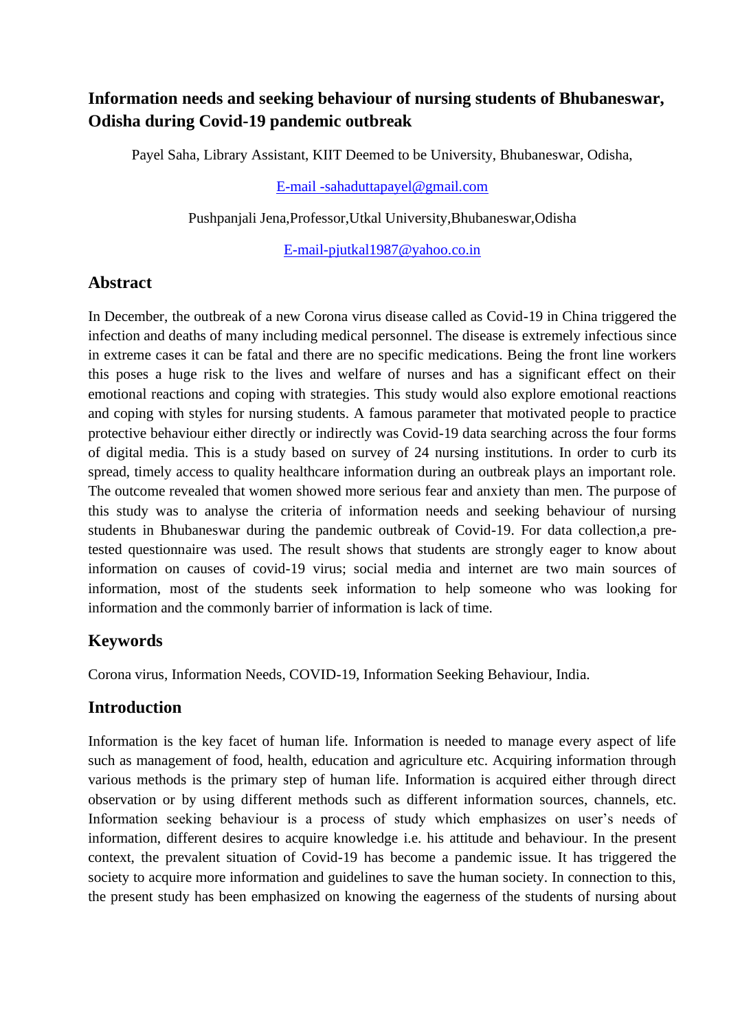## Information needs and seeking behaviour of nursing students of Bhubaneswar, Odisha during Covid-19 pandemic outbreak

Payel Saha, Library Assistant, KIIT Deemed to be University, Bhubaneswar, Odisha,

E-mail -sahaduttapayel@gmail.com

Pushpanjali Jena,Professor,Utkal University,Bhubaneswar,Odisha

E-mail-pjutkal1987@yahoo.co.in

## Abstract

In December, the outbreak of a new Corona virus disease called as Covid-19 in China triggered the infection and deaths of many including medical personnel. The disease is extremely infectious since in extreme cases it can be fatal and there are no specific medications. Being the front line workers this poses a huge risk to the lives and welfare of nurses and has a significant effect on their emotional reactions and coping with strategies. This study would also explore emotional reactions and coping with styles for nursing students. A famous parameter that motivated people to practice protective behaviour either directly or indirectly was Covid-19 data searching across the four forms of digital media. This is a study based on survey of 24 nursing institutions. In order to curb its spread, timely access to quality healthcare information during an outbreak plays an important role. The outcome revealed that women showed more serious fear and anxiety than men. The purpose of this study was to analyse the criteria of information needs and seeking behaviour of nursing students in Bhubaneswar during the pandemic outbreak of Covid-19. For data collection,a pre-tested questionnaire was used. The result shows that students are strongly eager to know about information on causes of covid-19 virus; social media and internet are two main sources of information, most of the students seek information to help someone who was looking for information and the commonly barrier of information is lack of time.

## Keywords

Corona virus, Information Needs, COVID-19, Information Seeking Behaviour, India.

## Introduction

Information is the key facet of human life. Information is needed to manage every aspect of life such as management of food, health, education and agriculture etc. Acquiring information through various methods is the primary step of human life. Information is acquired either through direct observation or by using different methods such as different information sources, channels, etc. Information seeking behaviour is a process of study which emphasizes on user's needs of information, different desires to acquire knowledge i.e. his attitude and behaviour. In the present context, the prevalent situation of Covid-19 has become a pandemic issue. It has triggered the society to acquire more information and guidelines to save the human society. In connection to this, the present study has been emphasized on knowing the eagerness of the students of nursing about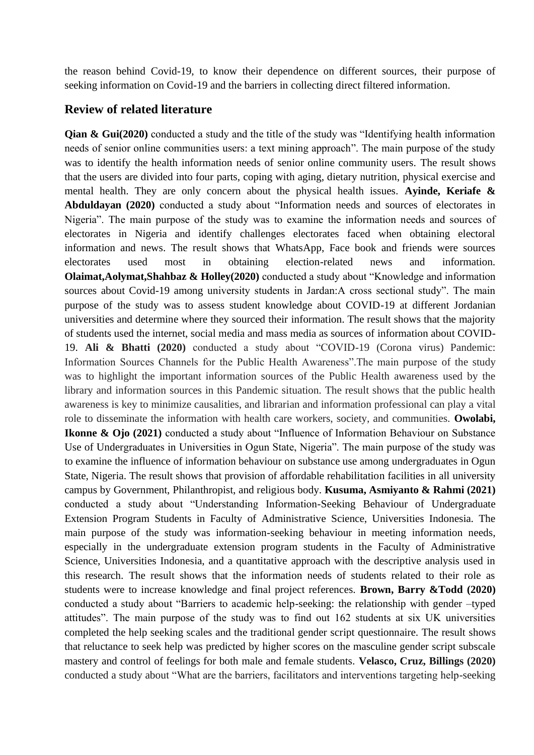the reason behind Covid-19, to know their dependence on different sources, their purpose of seeking information on Covid-19 and the barriers in collecting direct filtered information.

## Review of related literature

**Qian & Gui(2020)** conducted a study and the title of the study was "Identifying health information needs of senior online communities users: a text mining approach". The main purpose of the study was to identify the health information needs of senior online community users. The result shows that the users are divided into four parts, coping with aging, dietary nutrition, physical exercise and mental health. They are only concern about the physical health issues. **Ayinde, Keriafe & Abduldayan (2020)** conducted a study about "Information needs and sources of electorates in Nigeria". The main purpose of the study was to examine the information needs and sources of electorates in Nigeria and identify challenges electorates faced when obtaining electoral information and news. The result shows that WhatsApp, Face book and friends were sources electorates used most in obtaining election-related news and information. **Olaimat,Aolymat,Shahbaz & Holley(2020)** conducted a study about "Knowledge and information sources about Covid-19 among university students in Jardan:A cross sectional study". The main purpose of the study was to assess student knowledge about COVID-19 at different Jordanian universities and determine where they sourced their information. The result shows that the majority of students used the internet, social media and mass media as sources of information about COVID-19. **Ali & Bhatti (2020)** conducted a study about "COVID-19 (Corona virus) Pandemic: Information Sources Channels for the Public Health Awareness".The main purpose of the study was to highlight the important information sources of the Public Health awareness used by the library and information sources in this Pandemic situation. The result shows that the public health awareness is key to minimize causalities, and librarian and information professional can play a vital role to disseminate the information with health care workers, society, and communities. **Owolabi, Ikonne & Ojo (2021)** conducted a study about "Influence of Information Behaviour on Substance Use of Undergraduates in Universities in Ogun State, Nigeria". The main purpose of the study was to examine the influence of information behaviour on substance use among undergraduates in Ogun State, Nigeria. The result shows that provision of affordable rehabilitation facilities in all university campus by Government, Philanthropist, and religious body. **Kusuma, Asmiyanto & Rahmi (2021)** conducted a study about "Understanding Information-Seeking Behaviour of Undergraduate Extension Program Students in Faculty of Administrative Science, Universities Indonesia. The main purpose of the study was information-seeking behaviour in meeting information needs, especially in the undergraduate extension program students in the Faculty of Administrative Science, Universities Indonesia, and a quantitative approach with the descriptive analysis used in this research. The result shows that the information needs of students related to their role as students were to increase knowledge and final project references. **Brown, Barry &Todd (2020)** conducted a study about "Barriers to academic help-seeking: the relationship with gender –typed attitudes". The main purpose of the study was to find out 162 students at six UK universities completed the help seeking scales and the traditional gender script questionnaire. The result shows that reluctance to seek help was predicted by higher scores on the masculine gender script subscale mastery and control of feelings for both male and female students. **Velasco, Cruz, Billings (2020)** conducted a study about "What are the barriers, facilitators and interventions targeting help-seeking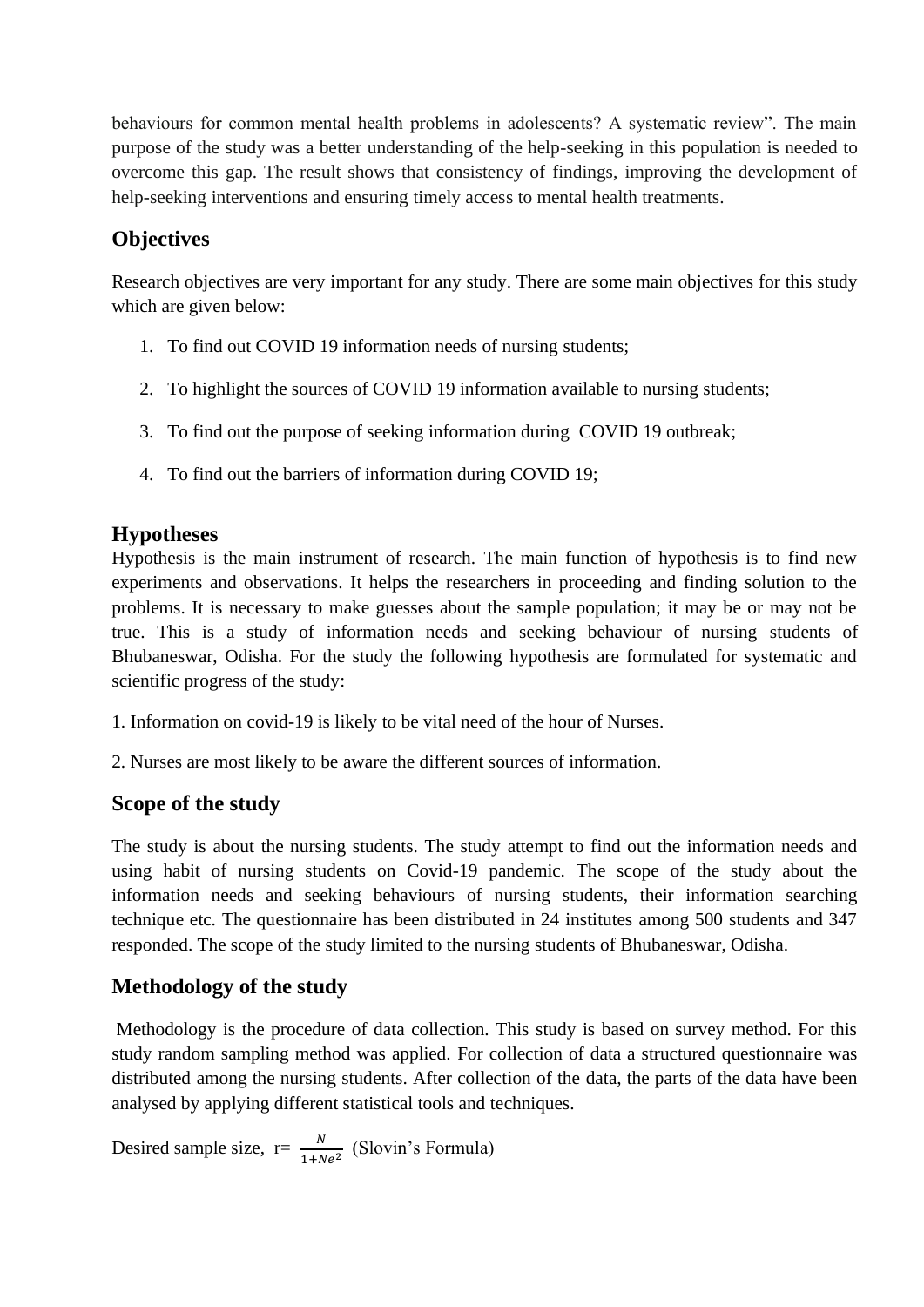behaviours for common mental health problems in adolescents? A systematic review". The main purpose of the study was a better understanding of the help-seeking in this population is needed to overcome this gap. The result shows that consistency of findings, improving the development of help-seeking interventions and ensuring timely access to mental health treatments.

## Objectives

Research objectives are very important for any study. There are some main objectives for this study which are given below:

1. To find out COVID 19 information needs of nursing students;
2. To highlight the sources of COVID 19 information available to nursing students;
3. To find out the purpose of seeking information during COVID 19 outbreak;
4. To find out the barriers of information during COVID 19;

## Hypotheses

Hypothesis is the main instrument of research. The main function of hypothesis is to find new experiments and observations. It helps the researchers in proceeding and finding solution to the problems. It is necessary to make guesses about the sample population; it may be or may not be true. This is a study of information needs and seeking behaviour of nursing students of Bhubaneswar, Odisha. For the study the following hypothesis are formulated for systematic and scientific progress of the study:

1. Information on covid-19 is likely to be vital need of the hour of Nurses.

2. Nurses are most likely to be aware the different sources of information.

## Scope of the study

The study is about the nursing students. The study attempt to find out the information needs and using habit of nursing students on Covid-19 pandemic. The scope of the study about the information needs and seeking behaviours of nursing students, their information searching technique etc. The questionnaire has been distributed in 24 institutes among 500 students and 347 responded. The scope of the study limited to the nursing students of Bhubaneswar, Odisha.

## Methodology of the study

Methodology is the procedure of data collection. This study is based on survey method. For this study random sampling method was applied. For collection of data a structured questionnaire was distributed among the nursing students. After collection of the data, the parts of the data have been analysed by applying different statistical tools and techniques.

Desired sample size, $r = \frac{N}{1+Ne^2}$ (Slovin's Formula)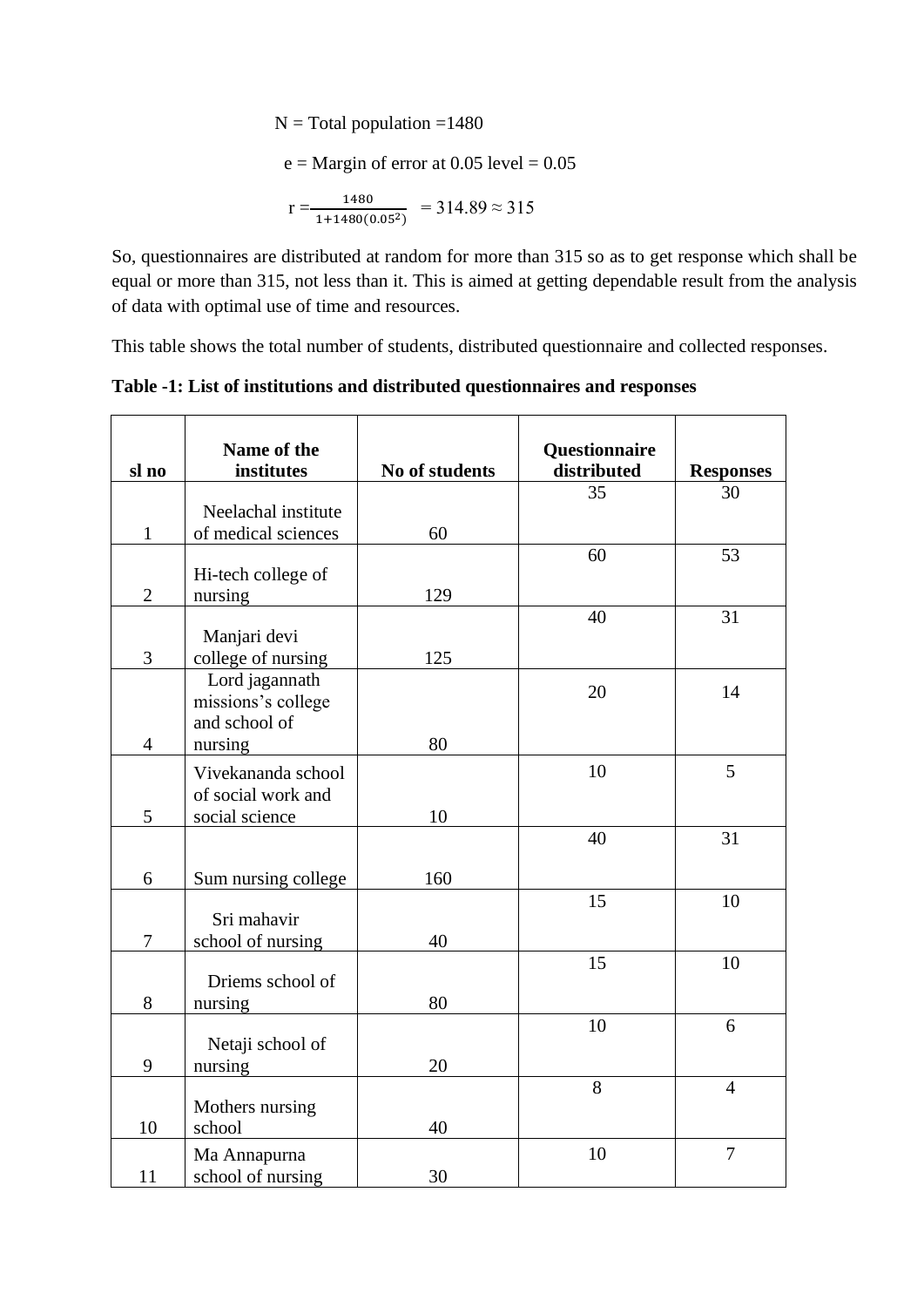N = Total population =1480

e = Margin of error at 0.05 level = 0.05

$$r = \frac{1480}{1+1480(0.05^2)} = 314.89 \approx 315$$

So, questionnaires are distributed at random for more than 315 so as to get response which shall be equal or more than 315, not less than it. This is aimed at getting dependable result from the analysis of data with optimal use of time and resources.

This table shows the total number of students, distributed questionnaire and collected responses.

**Table -1: List of institutions and distributed questionnaires and responses**

| sl no | Name of the institutes | No of students | Questionnaire distributed | Responses |
|---|---|---|---|---|
| 1 | Neelachal institute of medical sciences | 60 | 35 | 30 |
| 2 | Hi-tech college of nursing | 129 | 60 | 53 |
| 3 | Manjari devi college of nursing | 125 | 40 | 31 |
| 4 | Lord jagannath missions's college and school of nursing | 80 | 20 | 14 |
| 5 | Vivekananda school of social work and social science | 10 | 10 | 5 |
| 6 | Sum nursing college | 160 | 40 | 31 |
| 7 | Sri mahavir school of nursing | 40 | 15 | 10 |
| 8 | Driems school of nursing | 80 | 15 | 10 |
| 9 | Netaji school of nursing | 20 | 10 | 6 |
| 10 | Mothers nursing school | 40 | 8 | 4 |
| 11 | Ma Annapurna school of nursing | 30 | 10 | 7 |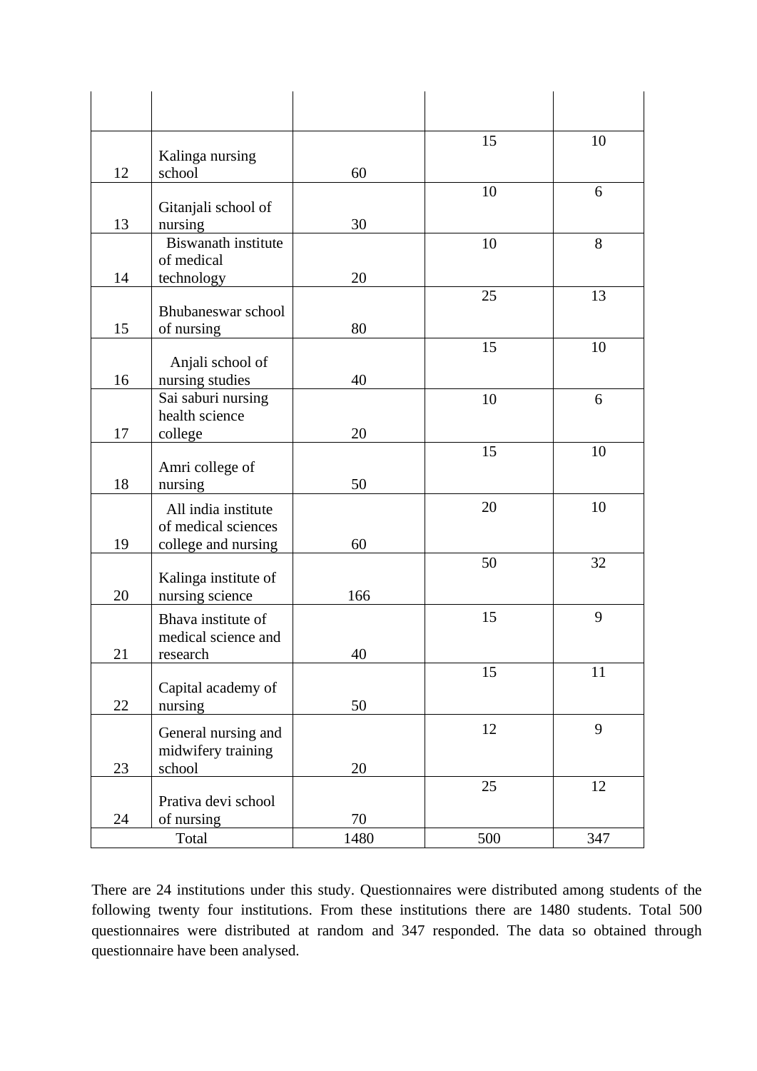|  |  |  |  |  |
|---|---|---|---|---|
| 12 | Kalinga nursing school | 60 | 15 | 10 |
| 13 | Gitanjali school of nursing | 30 | 10 | 6 |
| 14 | Biswanath institute of medical technology | 20 | 10 | 8 |
| 15 | Bhubaneswar school of nursing | 80 | 25 | 13 |
| 16 | Anjali school of nursing studies | 40 | 15 | 10 |
| 17 | Sai saburi nursing health science college | 20 | 10 | 6 |
| 18 | Amri college of nursing | 50 | 15 | 10 |
| 19 | All india institute of medical sciences college and nursing | 60 | 20 | 10 |
| 20 | Kalinga institute of nursing science | 166 | 50 | 32 |
| 21 | Bhava institute of medical science and research | 40 | 15 | 9 |
| 22 | Capital academy of nursing | 50 | 15 | 11 |
| 23 | General nursing and midwifery training school | 20 | 12 | 9 |
| 24 | Prativa devi school of nursing | 70 | 25 | 12 |
| Total | | 1480 | 500 | 347 |

There are 24 institutions under this study. Questionnaires were distributed among students of the following twenty four institutions. From these institutions there are 1480 students. Total 500 questionnaires were distributed at random and 347 responded. The data so obtained through questionnaire have been analysed.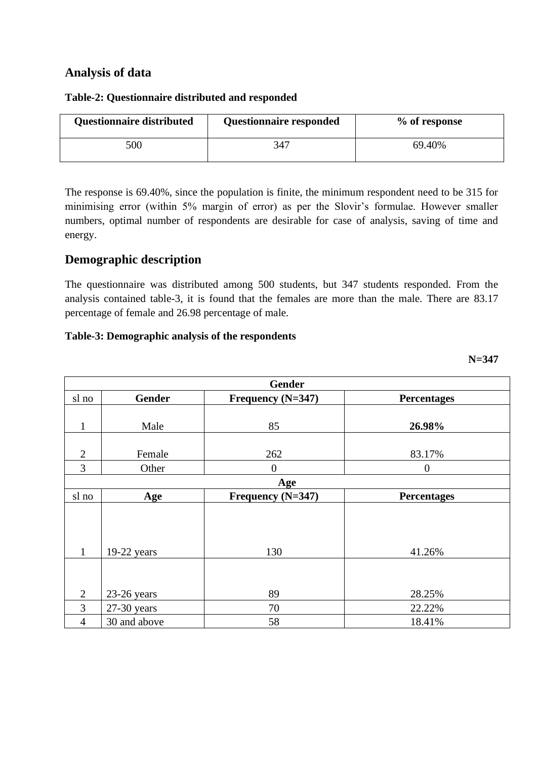## Analysis of data

**Table-2: Questionnaire distributed and responded**

| Questionnaire distributed | Questionnaire responded | % of response |
|---|---|---|
| 500 | 347 | 69.40% |

The response is 69.40%, since the population is finite, the minimum respondent need to be 315 for minimising error (within 5% margin of error) as per the Slovir's formulae. However smaller numbers, optimal number of respondents are desirable for case of analysis, saving of time and energy.

## Demographic description

The questionnaire was distributed among 500 students, but 347 students responded. From the analysis contained table-3, it is found that the females are more than the male. There are 83.17 percentage of female and 26.98 percentage of male.

**Table-3: Demographic analysis of the respondents**

**N=347**

| Gender | | | |
|---|---|---|---|
| **sl no** | **Gender** | **Frequency (N=347)** | **Percentages** |
| 1 | Male | 85 | **26.98%** |
| 2 | Female | 262 | 83.17% |
| 3 | Other | 0 | 0 |
| **Age** | | | |
| **sl no** | **Age** | **Frequency (N=347)** | **Percentages** |
| 1 | 19-22 years | 130 | 41.26% |
| 2 | 23-26 years | 89 | 28.25% |
| 3 | 27-30 years | 70 | 22.22% |
| 4 | 30 and above | 58 | 18.41% |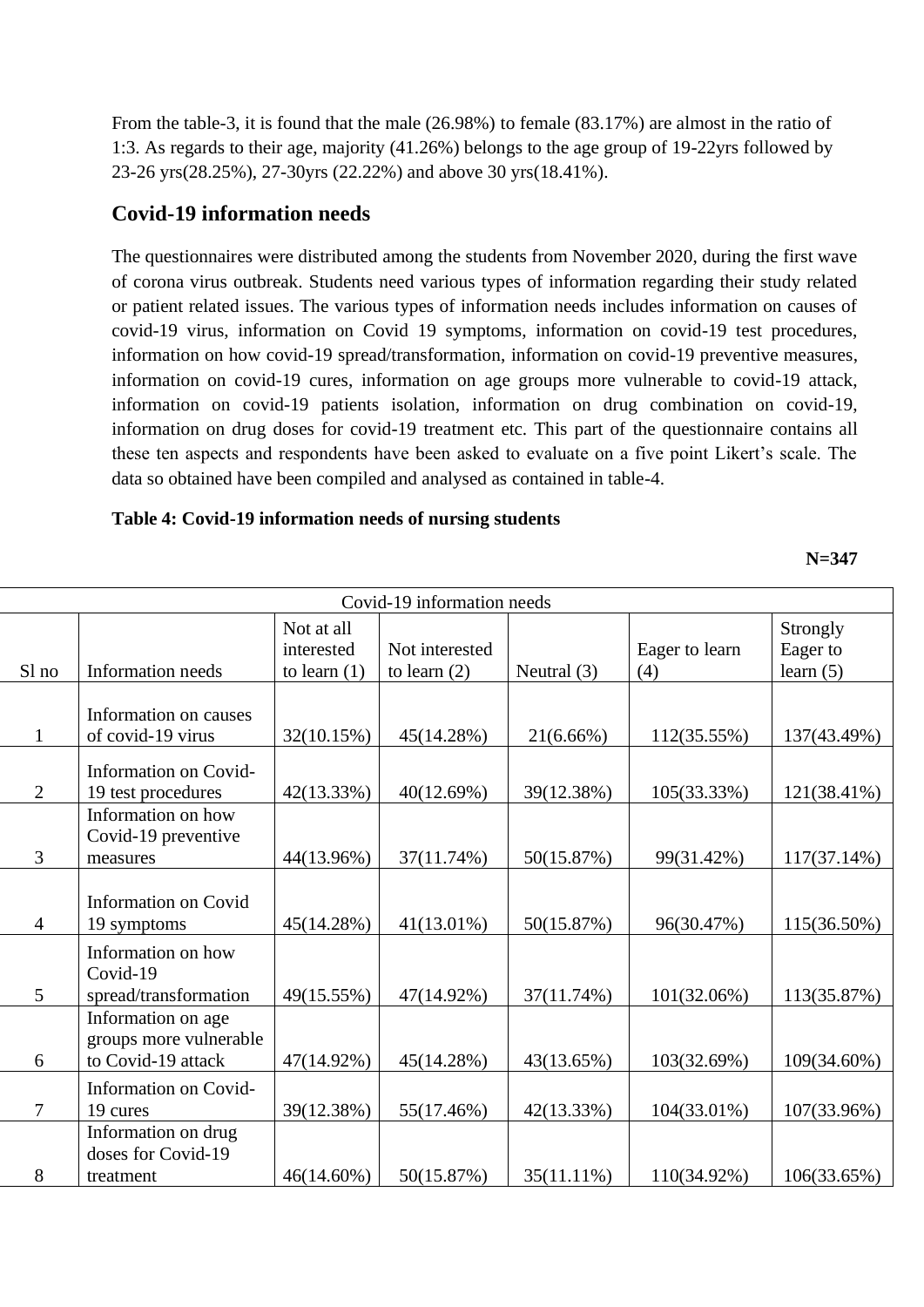From the table-3, it is found that the male (26.98%) to female (83.17%) are almost in the ratio of 1:3. As regards to their age, majority (41.26%) belongs to the age group of 19-22yrs followed by 23-26 yrs(28.25%), 27-30yrs (22.22%) and above 30 yrs(18.41%).

## Covid-19 information needs

The questionnaires were distributed among the students from November 2020, during the first wave of corona virus outbreak. Students need various types of information regarding their study related or patient related issues. The various types of information needs includes information on causes of covid-19 virus, information on Covid 19 symptoms, information on covid-19 test procedures, information on how covid-19 spread/transformation, information on covid-19 preventive measures, information on covid-19 cures, information on age groups more vulnerable to covid-19 attack, information on covid-19 patients isolation, information on drug combination on covid-19, information on drug doses for covid-19 treatment etc. This part of the questionnaire contains all these ten aspects and respondents have been asked to evaluate on a five point Likert's scale. The data so obtained have been compiled and analysed as contained in table-4.

**Table 4: Covid-19 information needs of nursing students**

**N=347**

| Covid-19 information needs | | | | | | |
|---|---|---|---|---|---|---|
| Sl no | Information needs | Not at all interested to learn (1) | Not interested to learn (2) | Neutral (3) | Eager to learn (4) | Strongly Eager to learn (5) |
| 1 | Information on causes of covid-19 virus | 32(10.15%) | 45(14.28%) | 21(6.66%) | 112(35.55%) | 137(43.49%) |
| 2 | Information on Covid-19 test procedures | 42(13.33%) | 40(12.69%) | 39(12.38%) | 105(33.33%) | 121(38.41%) |
| 3 | Information on how Covid-19 preventive measures | 44(13.96%) | 37(11.74%) | 50(15.87%) | 99(31.42%) | 117(37.14%) |
| 4 | Information on Covid 19 symptoms | 45(14.28%) | 41(13.01%) | 50(15.87%) | 96(30.47%) | 115(36.50%) |
| 5 | Information on how Covid-19 spread/transformation | 49(15.55%) | 47(14.92%) | 37(11.74%) | 101(32.06%) | 113(35.87%) |
| 6 | Information on age groups more vulnerable to Covid-19 attack | 47(14.92%) | 45(14.28%) | 43(13.65%) | 103(32.69%) | 109(34.60%) |
| 7 | Information on Covid-19 cures | 39(12.38%) | 55(17.46%) | 42(13.33%) | 104(33.01%) | 107(33.96%) |
| 8 | Information on drug doses for Covid-19 treatment | 46(14.60%) | 50(15.87%) | 35(11.11%) | 110(34.92%) | 106(33.65%) |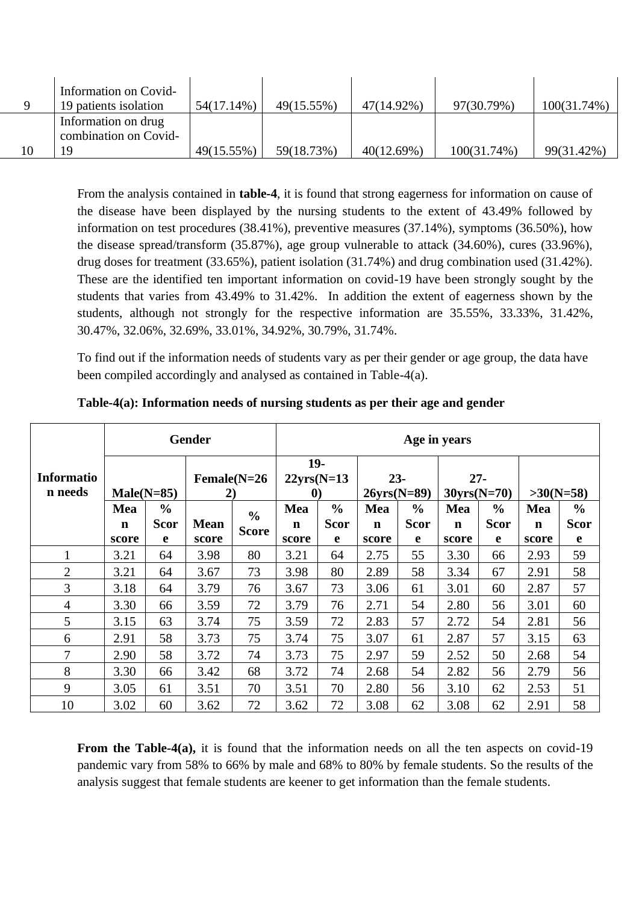| 9 | Information on Covid-19 patients isolation | 54(17.14%) | 49(15.55%) | 47(14.92%) | 97(30.79%) | 100(31.74%) |
|---|---|---|---|---|---|---|
| 10 | Information on drug combination on Covid-19 | 49(15.55%) | 59(18.73%) | 40(12.69%) | 100(31.74%) | 99(31.42%) |

From the analysis contained in **table-4**, it is found that strong eagerness for information on cause of the disease have been displayed by the nursing students to the extent of 43.49% followed by information on test procedures (38.41%), preventive measures (37.14%), symptoms (36.50%), how the disease spread/transform (35.87%), age group vulnerable to attack (34.60%), cures (33.96%), drug doses for treatment (33.65%), patient isolation (31.74%) and drug combination used (31.42%). These are the identified ten important information on covid-19 have been strongly sought by the students that varies from 43.49% to 31.42%. In addition the extent of eagerness shown by the students, although not strongly for the respective information are 35.55%, 33.33%, 31.42%, 30.47%, 32.06%, 32.69%, 33.01%, 34.92%, 30.79%, 31.74%.

To find out if the information needs of students vary as per their gender or age group, the data have been compiled accordingly and analysed as contained in Table-4(a).

**Table-4(a): Information needs of nursing students as per their age and gender**

| Information needs | Gender | | | | Age in years | | | | | | | |
|---|---|---|---|---|---|---|---|---|---|---|---|---|
| | Male(N=85) | | Female(N=262) | | 19-22yrs(N=130) | | 23-26yrs(N=89) | | 27-30yrs(N=70) | | >30(N=58) | |
| | Mean score | % Score | Mean score | % Score | Mean score | % Score | Mean score | % Score | Mean score | % Score | Mean score | % Score |
| 1 | 3.21 | 64 | 3.98 | 80 | 3.21 | 64 | 2.75 | 55 | 3.30 | 66 | 2.93 | 59 |
| 2 | 3.21 | 64 | 3.67 | 73 | 3.98 | 80 | 2.89 | 58 | 3.34 | 67 | 2.91 | 58 |
| 3 | 3.18 | 64 | 3.79 | 76 | 3.67 | 73 | 3.06 | 61 | 3.01 | 60 | 2.87 | 57 |
| 4 | 3.30 | 66 | 3.59 | 72 | 3.79 | 76 | 2.71 | 54 | 2.80 | 56 | 3.01 | 60 |
| 5 | 3.15 | 63 | 3.74 | 75 | 3.59 | 72 | 2.83 | 57 | 2.72 | 54 | 2.81 | 56 |
| 6 | 2.91 | 58 | 3.73 | 75 | 3.74 | 75 | 3.07 | 61 | 2.87 | 57 | 3.15 | 63 |
| 7 | 2.90 | 58 | 3.72 | 74 | 3.73 | 75 | 2.97 | 59 | 2.52 | 50 | 2.68 | 54 |
| 8 | 3.30 | 66 | 3.42 | 68 | 3.72 | 74 | 2.68 | 54 | 2.82 | 56 | 2.79 | 56 |
| 9 | 3.05 | 61 | 3.51 | 70 | 3.51 | 70 | 2.80 | 56 | 3.10 | 62 | 2.53 | 51 |
| 10 | 3.02 | 60 | 3.62 | 72 | 3.62 | 72 | 3.08 | 62 | 3.08 | 62 | 2.91 | 58 |

**From the Table-4(a),** it is found that the information needs on all the ten aspects on covid-19 pandemic vary from 58% to 66% by male and 68% to 80% by female students. So the results of the analysis suggest that female students are keener to get information than the female students.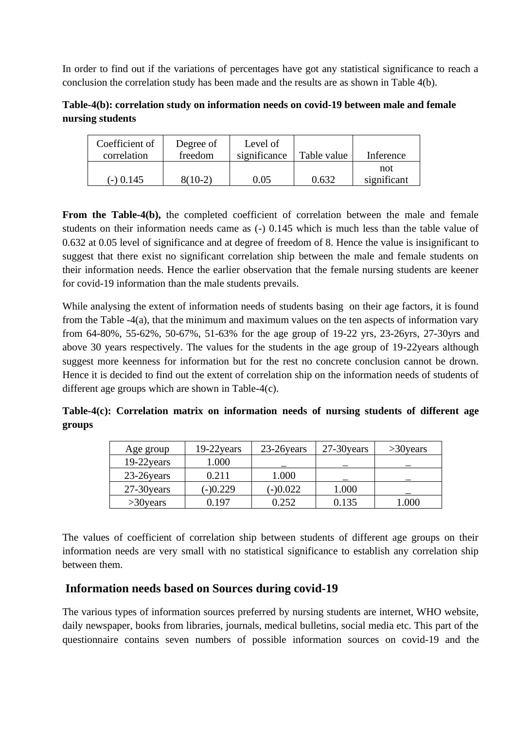In order to find out if the variations of percentages have got any statistical significance to reach a conclusion the correlation study has been made and the results are as shown in Table 4(b).

**Table-4(b): correlation study on information needs on covid-19 between male and female nursing students**

| Coefficient of correlation | Degree of freedom | Level of significance | Table value | Inference |
|---|---|---|---|---|
| (-) 0.145 | 8(10-2) | 0.05 | 0.632 | not significant |

**From the Table-4(b),** the completed coefficient of correlation between the male and female students on their information needs came as (-) 0.145 which is much less than the table value of 0.632 at 0.05 level of significance and at degree of freedom of 8. Hence the value is insignificant to suggest that there exist no significant correlation ship between the male and female students on their information needs. Hence the earlier observation that the female nursing students are keener for covid-19 information than the male students prevails.

While analysing the extent of information needs of students basing on their age factors, it is found from the Table -4(a), that the minimum and maximum values on the ten aspects of information vary from 64-80%, 55-62%, 50-67%, 51-63% for the age group of 19-22 yrs, 23-26yrs, 27-30yrs and above 30 years respectively. The values for the students in the age group of 19-22years although suggest more keenness for information but for the rest no concrete conclusion cannot be drown. Hence it is decided to find out the extent of correlation ship on the information needs of students of different age groups which are shown in Table-4(c).

**Table-4(c): Correlation matrix on information needs of nursing students of different age groups**

| Age group | 19-22years | 23-26years | 27-30years | >30years |
|---|---|---|---|---|
| 19-22years | 1.000 | _ | _ | _ |
| 23-26years | 0.211 | 1.000 | _ | _ |
| 27-30years | (-)0.229 | (-)0.022 | 1.000 | _ |
| >30years | 0.197 | 0.252 | 0.135 | 1.000 |

The values of coefficient of correlation ship between students of different age groups on their information needs are very small with no statistical significance to establish any correlation ship between them.

## Information needs based on Sources during covid-19

The various types of information sources preferred by nursing students are internet, WHO website, daily newspaper, books from libraries, journals, medical bulletins, social media etc. This part of the questionnaire contains seven numbers of possible information sources on covid-19 and the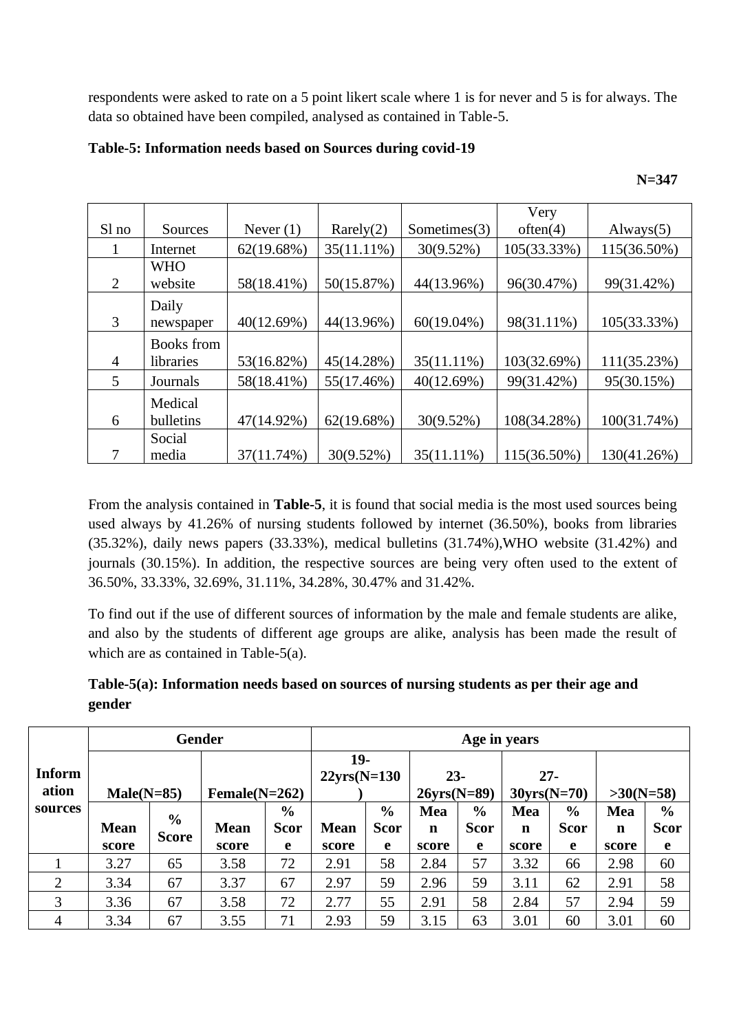respondents were asked to rate on a 5 point likert scale where 1 is for never and 5 is for always. The data so obtained have been compiled, analysed as contained in Table-5.

**Table-5: Information needs based on Sources during covid-19**

**N=347**

| Sl no | Sources | Never (1) | Rarely(2) | Sometimes(3) | Very often(4) | Always(5) |
|---|---|---|---|---|---|---|
| 1 | Internet | 62(19.68%) | 35(11.11%) | 30(9.52%) | 105(33.33%) | 115(36.50%) |
| 2 | WHO website | 58(18.41%) | 50(15.87%) | 44(13.96%) | 96(30.47%) | 99(31.42%) |
| 3 | Daily newspaper | 40(12.69%) | 44(13.96%) | 60(19.04%) | 98(31.11%) | 105(33.33%) |
| 4 | Books from libraries | 53(16.82%) | 45(14.28%) | 35(11.11%) | 103(32.69%) | 111(35.23%) |
| 5 | Journals | 58(18.41%) | 55(17.46%) | 40(12.69%) | 99(31.42%) | 95(30.15%) |
| 6 | Medical bulletins | 47(14.92%) | 62(19.68%) | 30(9.52%) | 108(34.28%) | 100(31.74%) |
| 7 | Social media | 37(11.74%) | 30(9.52%) | 35(11.11%) | 115(36.50%) | 130(41.26%) |

From the analysis contained in **Table-5**, it is found that social media is the most used sources being used always by 41.26% of nursing students followed by internet (36.50%), books from libraries (35.32%), daily news papers (33.33%), medical bulletins (31.74%),WHO website (31.42%) and journals (30.15%). In addition, the respective sources are being very often used to the extent of 36.50%, 33.33%, 32.69%, 31.11%, 34.28%, 30.47% and 31.42%.

To find out if the use of different sources of information by the male and female students are alike, and also by the students of different age groups are alike, analysis has been made the result of which are as contained in Table-5(a).

**Table-5(a): Information needs based on sources of nursing students as per their age and gender**

| Information sources | Gender | | | | Age in years | | | | | | | |
|---|---|---|---|---|---|---|---|---|---|---|---|---|
| | Male(N=85) | | Female(N=262) | | 19-22yrs(N=130) | | 23-26yrs(N=89) | | 27-30yrs(N=70) | | >30(N=58) | |
| | Mean score | % Score | Mean score | % Score | Mean score | % Score | Mean score | % Score | Mean score | % Score | Mean score | % Score |
| 1 | 3.27 | 65 | 3.58 | 72 | 2.91 | 58 | 2.84 | 57 | 3.32 | 66 | 2.98 | 60 |
| 2 | 3.34 | 67 | 3.37 | 67 | 2.97 | 59 | 2.96 | 59 | 3.11 | 62 | 2.91 | 58 |
| 3 | 3.36 | 67 | 3.58 | 72 | 2.77 | 55 | 2.91 | 58 | 2.84 | 57 | 2.94 | 59 |
| 4 | 3.34 | 67 | 3.55 | 71 | 2.93 | 59 | 3.15 | 63 | 3.01 | 60 | 3.01 | 60 |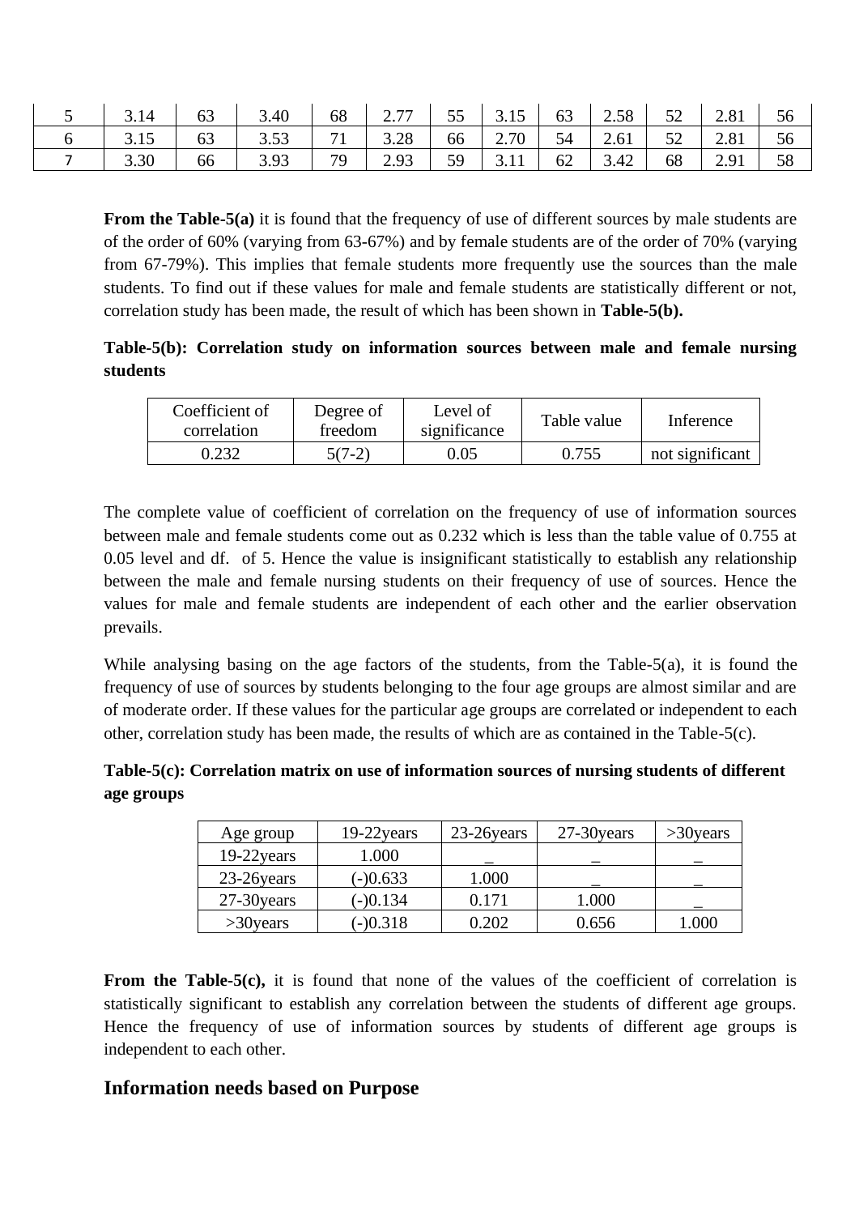| 5 | 3.14 | 63 | 3.40 | 68 | 2.77 | 55 | 3.15 | 63 | 2.58 | 52 | 2.81 | 56 |
|---|---|---|---|---|---|---|---|---|---|---|---|---|
| 6 | 3.15 | 63 | 3.53 | 71 | 3.28 | 66 | 2.70 | 54 | 2.61 | 52 | 2.81 | 56 |
| 7 | 3.30 | 66 | 3.93 | 79 | 2.93 | 59 | 3.11 | 62 | 3.42 | 68 | 2.91 | 58 |

**From the Table-5(a)** it is found that the frequency of use of different sources by male students are of the order of 60% (varying from 63-67%) and by female students are of the order of 70% (varying from 67-79%). This implies that female students more frequently use the sources than the male students. To find out if these values for male and female students are statistically different or not, correlation study has been made, the result of which has been shown in **Table-5(b).**

**Table-5(b): Correlation study on information sources between male and female nursing students**

| Coefficient of correlation | Degree of freedom | Level of significance | Table value | Inference |
|---|---|---|---|---|
| 0.232 | 5(7-2) | 0.05 | 0.755 | not significant |

The complete value of coefficient of correlation on the frequency of use of information sources between male and female students come out as 0.232 which is less than the table value of 0.755 at 0.05 level and df. of 5. Hence the value is insignificant statistically to establish any relationship between the male and female nursing students on their frequency of use of sources. Hence the values for male and female students are independent of each other and the earlier observation prevails.

While analysing basing on the age factors of the students, from the Table-5(a), it is found the frequency of use of sources by students belonging to the four age groups are almost similar and are of moderate order. If these values for the particular age groups are correlated or independent to each other, correlation study has been made, the results of which are as contained in the Table-5(c).

**Table-5(c): Correlation matrix on use of information sources of nursing students of different age groups**

| Age group | 19-22years | 23-26years | 27-30years | >30years |
|---|---|---|---|---|
| 19-22years | 1.000 | _ | _ | _ |
| 23-26years | (-)0.633 | 1.000 | _ | _ |
| 27-30years | (-)0.134 | 0.171 | 1.000 | _ |
| >30years | (-)0.318 | 0.202 | 0.656 | 1.000 |

**From the Table-5(c),** it is found that none of the values of the coefficient of correlation is statistically significant to establish any correlation between the students of different age groups. Hence the frequency of use of information sources by students of different age groups is independent to each other.

## Information needs based on Purpose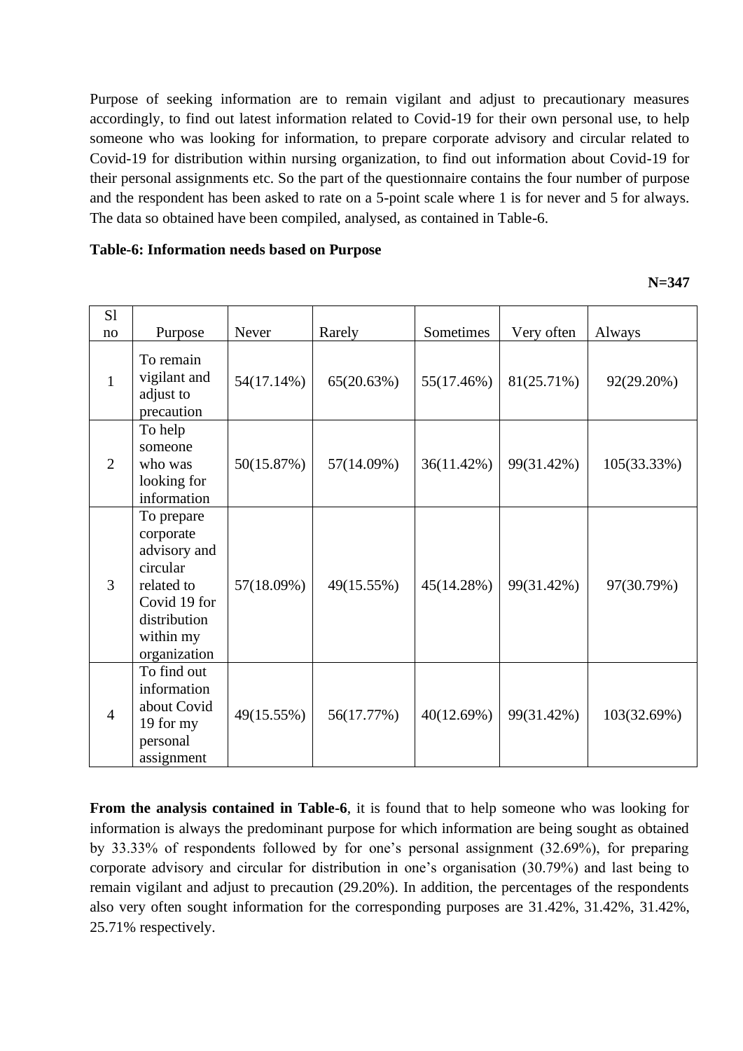Purpose of seeking information are to remain vigilant and adjust to precautionary measures accordingly, to find out latest information related to Covid-19 for their own personal use, to help someone who was looking for information, to prepare corporate advisory and circular related to Covid-19 for distribution within nursing organization, to find out information about Covid-19 for their personal assignments etc. So the part of the questionnaire contains the four number of purpose and the respondent has been asked to rate on a 5-point scale where 1 is for never and 5 for always. The data so obtained have been compiled, analysed, as contained in Table-6.

**Table-6: Information needs based on Purpose**

**N=347**

| Sl no | Purpose | Never | Rarely | Sometimes | Very often | Always |
|---|---|---|---|---|---|---|
| 1 | To remain vigilant and adjust to precaution | 54(17.14%) | 65(20.63%) | 55(17.46%) | 81(25.71%) | 92(29.20%) |
| 2 | To help someone who was looking for information | 50(15.87%) | 57(14.09%) | 36(11.42%) | 99(31.42%) | 105(33.33%) |
| 3 | To prepare corporate advisory and circular related to Covid 19 for distribution within my organization | 57(18.09%) | 49(15.55%) | 45(14.28%) | 99(31.42%) | 97(30.79%) |
| 4 | To find out information about Covid 19 for my personal assignment | 49(15.55%) | 56(17.77%) | 40(12.69%) | 99(31.42%) | 103(32.69%) |

**From the analysis contained in Table-6**, it is found that to help someone who was looking for information is always the predominant purpose for which information are being sought as obtained by 33.33% of respondents followed by for one's personal assignment (32.69%), for preparing corporate advisory and circular for distribution in one's organisation (30.79%) and last being to remain vigilant and adjust to precaution (29.20%). In addition, the percentages of the respondents also very often sought information for the corresponding purposes are 31.42%, 31.42%, 31.42%, 25.71% respectively.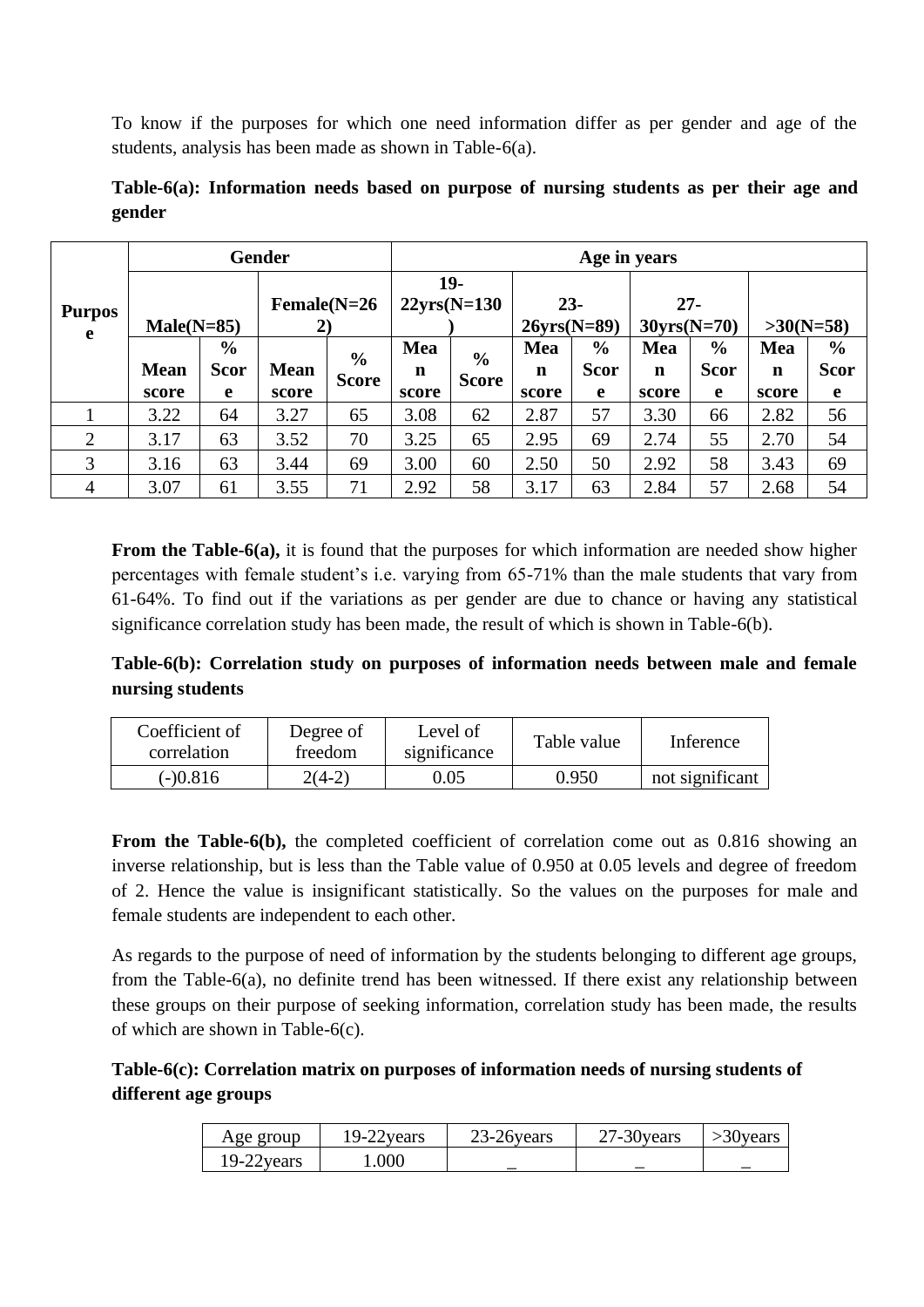To know if the purposes for which one need information differ as per gender and age of the students, analysis has been made as shown in Table-6(a).

**Table-6(a): Information needs based on purpose of nursing students as per their age and gender**

| Purpose | Gender | | | | Age in years | | | | | | | |
|---|---|---|---|---|---|---|---|---|---|---|---|---|
| | Male(N=85) | | Female(N=262) | | 19-22yrs(N=130) | | 23-26yrs(N=89) | | 27-30yrs(N=70) | | >30(N=58) | |
| | Mean score | % Score | Mean score | % Score | Mean score | % Score | Mean score | % Score | Mean score | % Score | Mean score | % Score |
| 1 | 3.22 | 64 | 3.27 | 65 | 3.08 | 62 | 2.87 | 57 | 3.30 | 66 | 2.82 | 56 |
| 2 | 3.17 | 63 | 3.52 | 70 | 3.25 | 65 | 2.95 | 69 | 2.74 | 55 | 2.70 | 54 |
| 3 | 3.16 | 63 | 3.44 | 69 | 3.00 | 60 | 2.50 | 50 | 2.92 | 58 | 3.43 | 69 |
| 4 | 3.07 | 61 | 3.55 | 71 | 2.92 | 58 | 3.17 | 63 | 2.84 | 57 | 2.68 | 54 |

**From the Table-6(a),** it is found that the purposes for which information are needed show higher percentages with female student's i.e. varying from 65-71% than the male students that vary from 61-64%. To find out if the variations as per gender are due to chance or having any statistical significance correlation study has been made, the result of which is shown in Table-6(b).

**Table-6(b): Correlation study on purposes of information needs between male and female nursing students**

| Coefficient of correlation | Degree of freedom | Level of significance | Table value | Inference |
|---|---|---|---|---|
| (-)0.816 | 2(4-2) | 0.05 | 0.950 | not significant |

**From the Table-6(b),** the completed coefficient of correlation come out as 0.816 showing an inverse relationship, but is less than the Table value of 0.950 at 0.05 levels and degree of freedom of 2. Hence the value is insignificant statistically. So the values on the purposes for male and female students are independent to each other.

As regards to the purpose of need of information by the students belonging to different age groups, from the Table-6(a), no definite trend has been witnessed. If there exist any relationship between these groups on their purpose of seeking information, correlation study has been made, the results of which are shown in Table-6(c).

**Table-6(c): Correlation matrix on purposes of information needs of nursing students of different age groups**

| Age group | 19-22years | 23-26years | 27-30years | >30years |
|---|---|---|---|---|
| 19-22years | 1.000 | _ | _ | _ |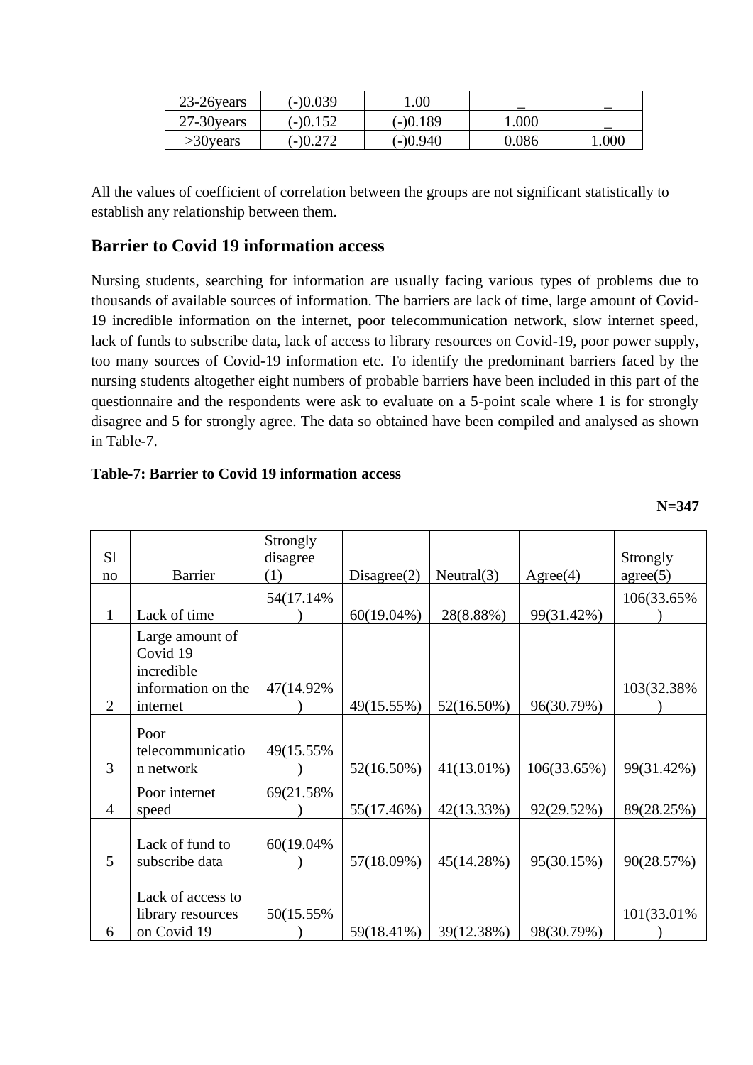| 23-26years | (-)0.039 | 1.00 | _ | _ |
|---|---|---|---|---|
| 27-30years | (-)0.152 | (-)0.189 | 1.000 | _ |
| >30years | (-)0.272 | (-)0.940 | 0.086 | 1.000 |

All the values of coefficient of correlation between the groups are not significant statistically to establish any relationship between them.

## Barrier to Covid 19 information access

Nursing students, searching for information are usually facing various types of problems due to thousands of available sources of information. The barriers are lack of time, large amount of Covid-19 incredible information on the internet, poor telecommunication network, slow internet speed, lack of funds to subscribe data, lack of access to library resources on Covid-19, poor power supply, too many sources of Covid-19 information etc. To identify the predominant barriers faced by the nursing students altogether eight numbers of probable barriers have been included in this part of the questionnaire and the respondents were ask to evaluate on a 5-point scale where 1 is for strongly disagree and 5 for strongly agree. The data so obtained have been compiled and analysed as shown in Table-7.

**Table-7: Barrier to Covid 19 information access**

**N=347**

| Sl no | Barrier | Strongly disagree (1) | Disagree(2) | Neutral(3) | Agree(4) | Strongly agree(5) |
|---|---|---|---|---|---|---|
| 1 | Lack of time | 54(17.14%) | 60(19.04%) | 28(8.88%) | 99(31.42%) | 106(33.65%) |
| 2 | Large amount of Covid 19 incredible information on the internet | 47(14.92%) | 49(15.55%) | 52(16.50%) | 96(30.79%) | 103(32.38%) |
| 3 | Poor telecommunication network | 49(15.55%) | 52(16.50%) | 41(13.01%) | 106(33.65%) | 99(31.42%) |
| 4 | Poor internet speed | 69(21.58%) | 55(17.46%) | 42(13.33%) | 92(29.52%) | 89(28.25%) |
| 5 | Lack of fund to subscribe data | 60(19.04%) | 57(18.09%) | 45(14.28%) | 95(30.15%) | 90(28.57%) |
| 6 | Lack of access to library resources on Covid 19 | 50(15.55%) | 59(18.41%) | 39(12.38%) | 98(30.79%) | 101(33.01%) |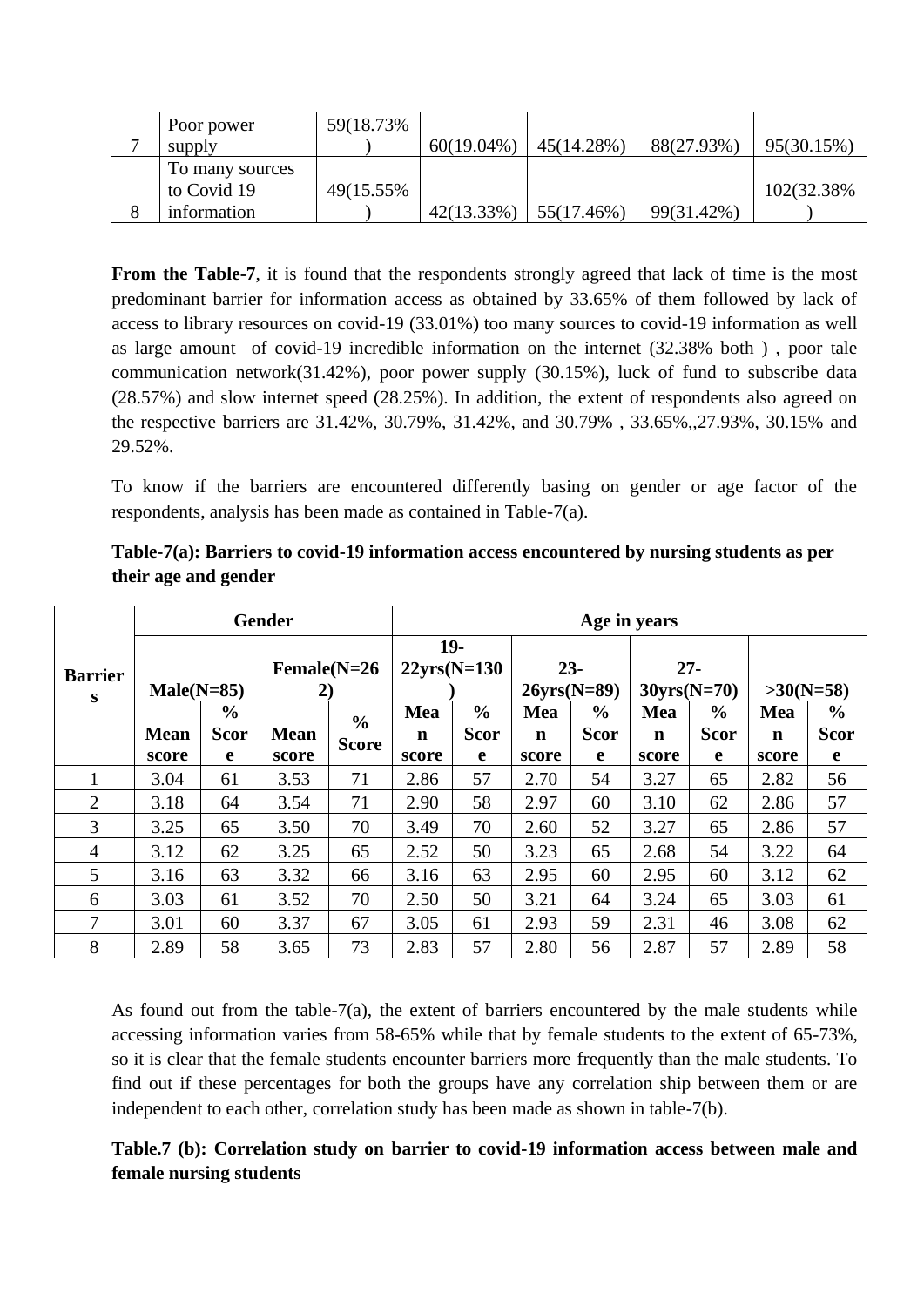| 7 | Poor power supply | 59(18.73%) | 60(19.04%) | 45(14.28%) | 88(27.93%) | 95(30.15%) |
|---|---|---|---|---|---|---|
| 8 | To many sources to Covid 19 information | 49(15.55%) | 42(13.33%) | 55(17.46%) | 99(31.42%) | 102(32.38%) |

**From the Table-7**, it is found that the respondents strongly agreed that lack of time is the most predominant barrier for information access as obtained by 33.65% of them followed by lack of access to library resources on covid-19 (33.01%) too many sources to covid-19 information as well as large amount of covid-19 incredible information on the internet (32.38% both ) , poor tale communication network(31.42%), poor power supply (30.15%), luck of fund to subscribe data (28.57%) and slow internet speed (28.25%). In addition, the extent of respondents also agreed on the respective barriers are 31.42%, 30.79%, 31.42%, and 30.79% , 33.65%,,27.93%, 30.15% and 29.52%.

To know if the barriers are encountered differently basing on gender or age factor of the respondents, analysis has been made as contained in Table-7(a).

**Table-7(a): Barriers to covid-19 information access encountered by nursing students as per their age and gender**

| Barriers | Gender | | | | Age in years | | | | | | | |
|---|---|---|---|---|---|---|---|---|---|---|---|---|
| | Male(N=85) | | Female(N=262) | | 19-22yrs(N=130) | | 23-26yrs(N=89) | | 27-30yrs(N=70) | | >30(N=58) | |
| | Mean score | % Score | Mean score | % Score | Mean score | % Score | Mean score | % Score | Mean score | % Score | Mean score | % Score |
| 1 | 3.04 | 61 | 3.53 | 71 | 2.86 | 57 | 2.70 | 54 | 3.27 | 65 | 2.82 | 56 |
| 2 | 3.18 | 64 | 3.54 | 71 | 2.90 | 58 | 2.97 | 60 | 3.10 | 62 | 2.86 | 57 |
| 3 | 3.25 | 65 | 3.50 | 70 | 3.49 | 70 | 2.60 | 52 | 3.27 | 65 | 2.86 | 57 |
| 4 | 3.12 | 62 | 3.25 | 65 | 2.52 | 50 | 3.23 | 65 | 2.68 | 54 | 3.22 | 64 |
| 5 | 3.16 | 63 | 3.32 | 66 | 3.16 | 63 | 2.95 | 60 | 2.95 | 60 | 3.12 | 62 |
| 6 | 3.03 | 61 | 3.52 | 70 | 2.50 | 50 | 3.21 | 64 | 3.24 | 65 | 3.03 | 61 |
| 7 | 3.01 | 60 | 3.37 | 67 | 3.05 | 61 | 2.93 | 59 | 2.31 | 46 | 3.08 | 62 |
| 8 | 2.89 | 58 | 3.65 | 73 | 2.83 | 57 | 2.80 | 56 | 2.87 | 57 | 2.89 | 58 |

As found out from the table-7(a), the extent of barriers encountered by the male students while accessing information varies from 58-65% while that by female students to the extent of 65-73%, so it is clear that the female students encounter barriers more frequently than the male students. To find out if these percentages for both the groups have any correlation ship between them or are independent to each other, correlation study has been made as shown in table-7(b).

**Table.7 (b): Correlation study on barrier to covid-19 information access between male and female nursing students**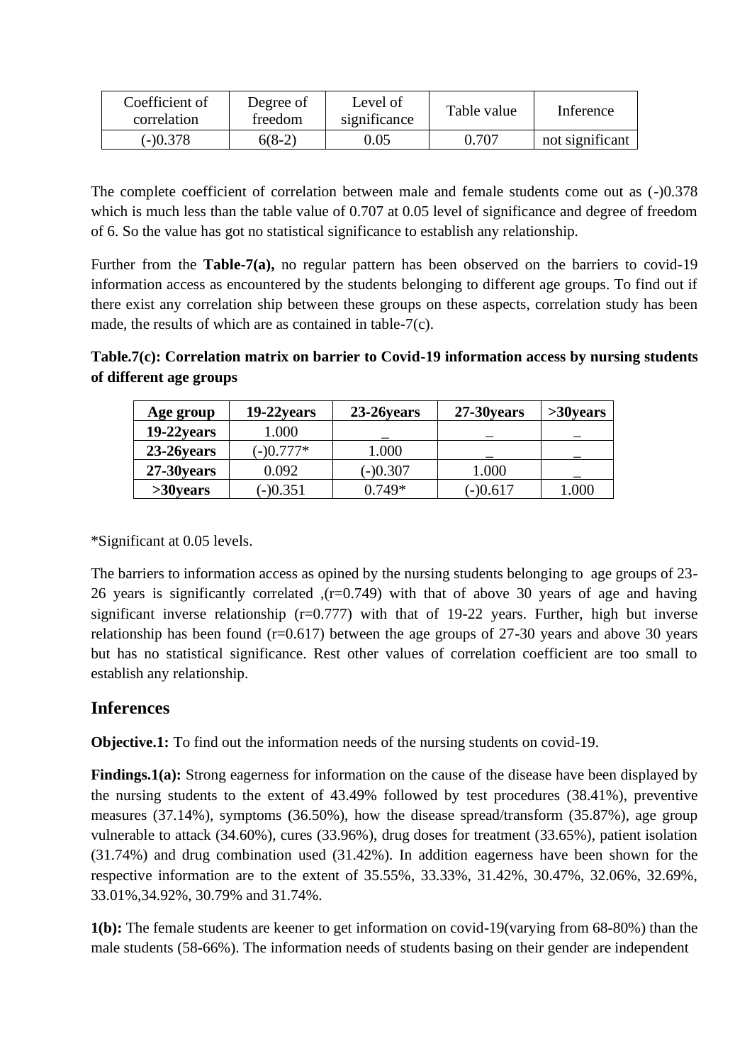| Coefficient of correlation | Degree of freedom | Level of significance | Table value | Inference |
|---|---|---|---|---|
| (-)0.378 | 6(8-2) | 0.05 | 0.707 | not significant |

The complete coefficient of correlation between male and female students come out as (-)0.378 which is much less than the table value of 0.707 at 0.05 level of significance and degree of freedom of 6. So the value has got no statistical significance to establish any relationship.

Further from the **Table-7(a),** no regular pattern has been observed on the barriers to covid-19 information access as encountered by the students belonging to different age groups. To find out if there exist any correlation ship between these groups on these aspects, correlation study has been made, the results of which are as contained in table-7(c).

**Table.7(c): Correlation matrix on barrier to Covid-19 information access by nursing students of different age groups**

| Age group | 19-22years | 23-26years | 27-30years | >30years |
|---|---|---|---|---|
| **19-22years** | 1.000 | _ | _ | _ |
| **23-26years** | (-)0.777* | 1.000 | _ | _ |
| **27-30years** | 0.092 | (-)0.307 | 1.000 | _ |
| **>30years** | (-)0.351 | 0.749* | (-)0.617 | 1.000 |

*Significant at 0.05 levels.

The barriers to information access as opined by the nursing students belonging to age groups of 23-26 years is significantly correlated ,(r=0.749) with that of above 30 years of age and having significant inverse relationship (r=0.777) with that of 19-22 years. Further, high but inverse relationship has been found (r=0.617) between the age groups of 27-30 years and above 30 years but has no statistical significance. Rest other values of correlation coefficient are too small to establish any relationship.

## Inferences

**Objective.1:** To find out the information needs of the nursing students on covid-19.

**Findings.1(a):** Strong eagerness for information on the cause of the disease have been displayed by the nursing students to the extent of 43.49% followed by test procedures (38.41%), preventive measures (37.14%), symptoms (36.50%), how the disease spread/transform (35.87%), age group vulnerable to attack (34.60%), cures (33.96%), drug doses for treatment (33.65%), patient isolation (31.74%) and drug combination used (31.42%). In addition eagerness have been shown for the respective information are to the extent of 35.55%, 33.33%, 31.42%, 30.47%, 32.06%, 32.69%, 33.01%,34.92%, 30.79% and 31.74%.

**1(b):** The female students are keener to get information on covid-19(varying from 68-80%) than the male students (58-66%). The information needs of students basing on their gender are independent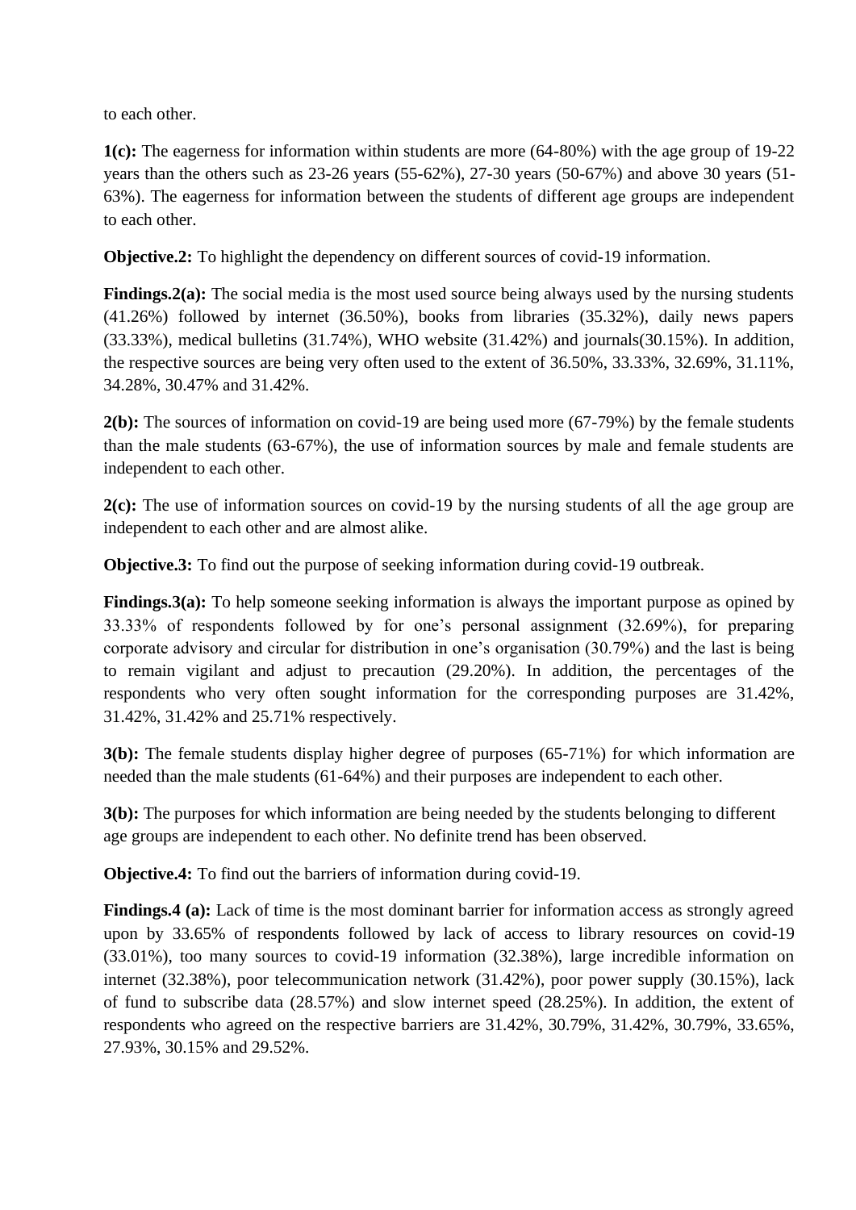to each other.

**1(c):** The eagerness for information within students are more (64-80%) with the age group of 19-22 years than the others such as 23-26 years (55-62%), 27-30 years (50-67%) and above 30 years (51-63%). The eagerness for information between the students of different age groups are independent to each other.

**Objective.2:** To highlight the dependency on different sources of covid-19 information.

**Findings.2(a):** The social media is the most used source being always used by the nursing students (41.26%) followed by internet (36.50%), books from libraries (35.32%), daily news papers (33.33%), medical bulletins (31.74%), WHO website (31.42%) and journals(30.15%). In addition, the respective sources are being very often used to the extent of 36.50%, 33.33%, 32.69%, 31.11%, 34.28%, 30.47% and 31.42%.

**2(b):** The sources of information on covid-19 are being used more (67-79%) by the female students than the male students (63-67%), the use of information sources by male and female students are independent to each other.

**2(c):** The use of information sources on covid-19 by the nursing students of all the age group are independent to each other and are almost alike.

**Objective.3:** To find out the purpose of seeking information during covid-19 outbreak.

**Findings.3(a):** To help someone seeking information is always the important purpose as opined by 33.33% of respondents followed by for one's personal assignment (32.69%), for preparing corporate advisory and circular for distribution in one's organisation (30.79%) and the last is being to remain vigilant and adjust to precaution (29.20%). In addition, the percentages of the respondents who very often sought information for the corresponding purposes are 31.42%, 31.42%, 31.42% and 25.71% respectively.

**3(b):** The female students display higher degree of purposes (65-71%) for which information are needed than the male students (61-64%) and their purposes are independent to each other.

**3(b):** The purposes for which information are being needed by the students belonging to different age groups are independent to each other. No definite trend has been observed.

**Objective.4:** To find out the barriers of information during covid-19.

**Findings.4 (a):** Lack of time is the most dominant barrier for information access as strongly agreed upon by 33.65% of respondents followed by lack of access to library resources on covid-19 (33.01%), too many sources to covid-19 information (32.38%), large incredible information on internet (32.38%), poor telecommunication network (31.42%), poor power supply (30.15%), lack of fund to subscribe data (28.57%) and slow internet speed (28.25%). In addition, the extent of respondents who agreed on the respective barriers are 31.42%, 30.79%, 31.42%, 30.79%, 33.65%, 27.93%, 30.15% and 29.52%.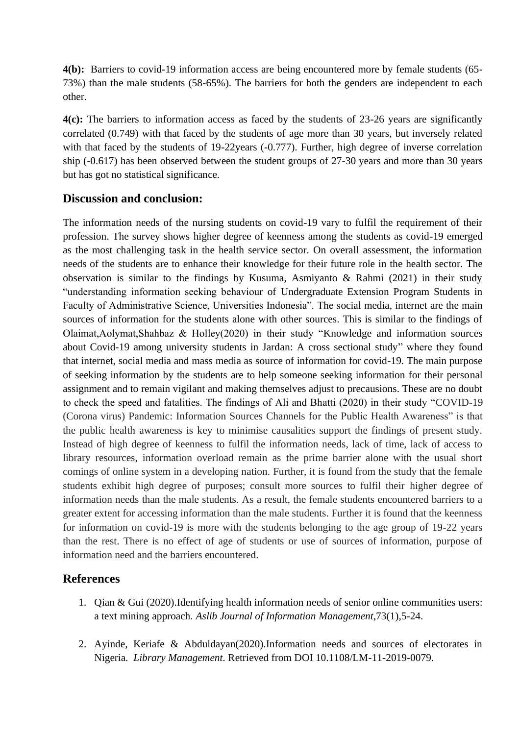**4(b):** Barriers to covid-19 information access are being encountered more by female students (65-73%) than the male students (58-65%). The barriers for both the genders are independent to each other.

**4(c):** The barriers to information access as faced by the students of 23-26 years are significantly correlated (0.749) with that faced by the students of age more than 30 years, but inversely related with that faced by the students of 19-22years (-0.777). Further, high degree of inverse correlation ship (-0.617) has been observed between the student groups of 27-30 years and more than 30 years but has got no statistical significance.

## Discussion and conclusion:

The information needs of the nursing students on covid-19 vary to fulfil the requirement of their profession. The survey shows higher degree of keenness among the students as covid-19 emerged as the most challenging task in the health service sector. On overall assessment, the information needs of the students are to enhance their knowledge for their future role in the health sector. The observation is similar to the findings by Kusuma, Asmiyanto & Rahmi (2021) in their study "understanding information seeking behaviour of Undergraduate Extension Program Students in Faculty of Administrative Science, Universities Indonesia". The social media, internet are the main sources of information for the students alone with other sources. This is similar to the findings of Olaimat,Aolymat,Shahbaz & Holley(2020) in their study "Knowledge and information sources about Covid-19 among university students in Jardan: A cross sectional study" where they found that internet, social media and mass media as source of information for covid-19. The main purpose of seeking information by the students are to help someone seeking information for their personal assignment and to remain vigilant and making themselves adjust to precausions. These are no doubt to check the speed and fatalities. The findings of Ali and Bhatti (2020) in their study "COVID-19 (Corona virus) Pandemic: Information Sources Channels for the Public Health Awareness" is that the public health awareness is key to minimise causalities support the findings of present study. Instead of high degree of keenness to fulfil the information needs, lack of time, lack of access to library resources, information overload remain as the prime barrier alone with the usual short comings of online system in a developing nation. Further, it is found from the study that the female students exhibit high degree of purposes; consult more sources to fulfil their higher degree of information needs than the male students. As a result, the female students encountered barriers to a greater extent for accessing information than the male students. Further it is found that the keenness for information on covid-19 is more with the students belonging to the age group of 19-22 years than the rest. There is no effect of age of students or use of sources of information, purpose of information need and the barriers encountered.

## References

1. Qian & Gui (2020).Identifying health information needs of senior online communities users: a text mining approach. *Aslib Journal of Information Management*,73(1),5-24.

2. Ayinde, Keriafe & Abduldayan(2020).Information needs and sources of electorates in Nigeria. *Library Management*. Retrieved from DOI 10.1108/LM-11-2019-0079.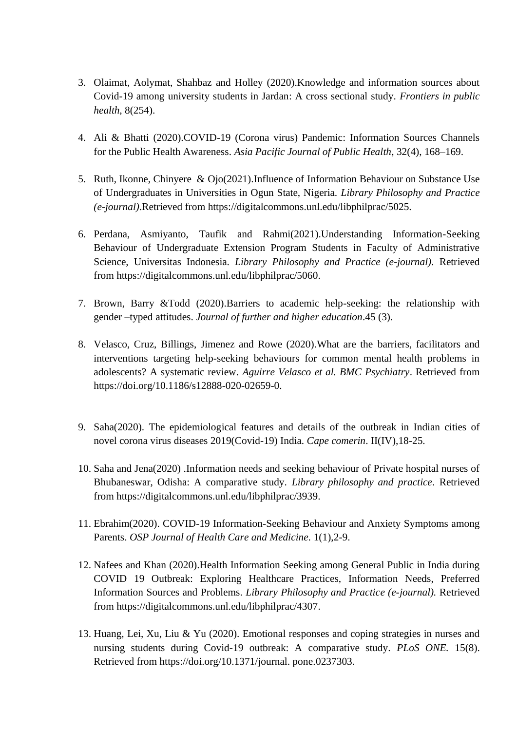3. Olaimat, Aolymat, Shahbaz and Holley (2020).Knowledge and information sources about Covid-19 among university students in Jardan: A cross sectional study. *Frontiers in public health*, 8(254).

4. Ali & Bhatti (2020).COVID-19 (Corona virus) Pandemic: Information Sources Channels for the Public Health Awareness. *Asia Pacific Journal of Public Health*, 32(4), 168–169.

5. Ruth, Ikonne, Chinyere & Ojo(2021).Influence of Information Behaviour on Substance Use of Undergraduates in Universities in Ogun State, Nigeria. *Library Philosophy and Practice (e-journal)*.Retrieved from https://digitalcommons.unl.edu/libphilprac/5025.

6. Perdana, Asmiyanto, Taufik and Rahmi(2021).Understanding Information-Seeking Behaviour of Undergraduate Extension Program Students in Faculty of Administrative Science, Universitas Indonesia. *Library Philosophy and Practice (e-journal).* Retrieved from https://digitalcommons.unl.edu/libphilprac/5060.

7. Brown, Barry &Todd (2020).Barriers to academic help-seeking: the relationship with gender –typed attitudes. *Journal of further and higher education*.45 (3).

8. Velasco, Cruz, Billings, Jimenez and Rowe (2020).What are the barriers, facilitators and interventions targeting help-seeking behaviours for common mental health problems in adolescents? A systematic review. *Aguirre Velasco et al. BMC Psychiatry*. Retrieved from https://doi.org/10.1186/s12888-020-02659-0.

9. Saha(2020). The epidemiological features and details of the outbreak in Indian cities of novel corona virus diseases 2019(Covid-19) India. *Cape comerin*. II(IV),18-25.

10. Saha and Jena(2020) .Information needs and seeking behaviour of Private hospital nurses of Bhubaneswar, Odisha: A comparative study. *Library philosophy and practice*. Retrieved from https://digitalcommons.unl.edu/libphilprac/3939.

11. Ebrahim(2020). COVID-19 Information-Seeking Behaviour and Anxiety Symptoms among Parents. *OSP Journal of Health Care and Medicine*. 1(1),2-9.

12. Nafees and Khan (2020).Health Information Seeking among General Public in India during COVID 19 Outbreak: Exploring Healthcare Practices, Information Needs, Preferred Information Sources and Problems. *Library Philosophy and Practice (e-journal).* Retrieved from https://digitalcommons.unl.edu/libphilprac/4307.

13. Huang, Lei, Xu, Liu & Yu (2020). Emotional responses and coping strategies in nurses and nursing students during Covid-19 outbreak: A comparative study. *PLoS ONE.* 15(8). Retrieved from https://doi.org/10.1371/journal. pone.0237303.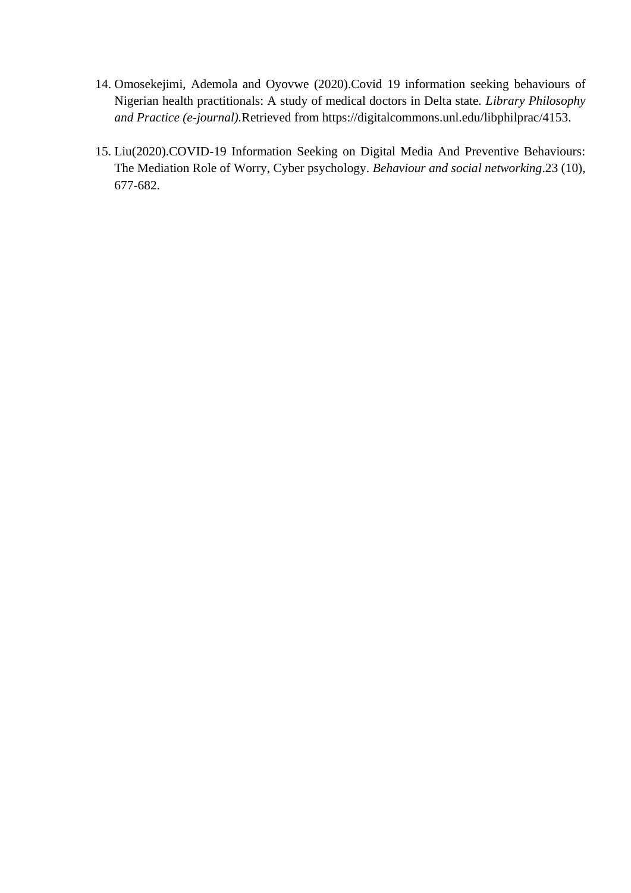14. Omosekejimi, Ademola and Oyovwe (2020).Covid 19 information seeking behaviours of Nigerian health practitionals: A study of medical doctors in Delta state. *Library Philosophy and Practice (e-journal).*Retrieved from https://digitalcommons.unl.edu/libphilprac/4153.

15. Liu(2020).COVID-19 Information Seeking on Digital Media And Preventive Behaviours: The Mediation Role of Worry, Cyber psychology. *Behaviour and social networking*.23 (10), 677-682.